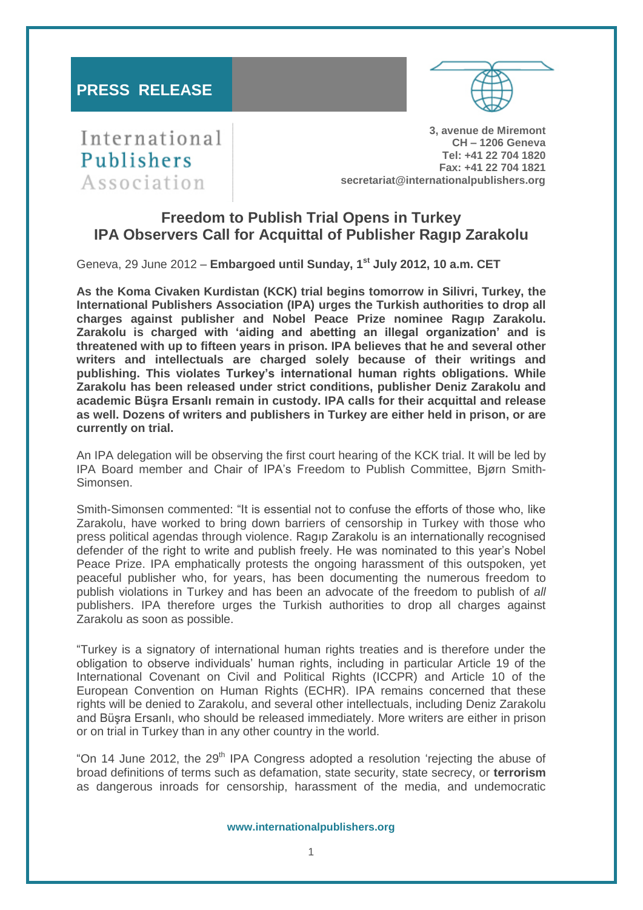# PRESS RELEASE

International Publishers Association

**3, avenue de Miremont**
**CH – 1206 Geneva**
**Tel: +41 22 704 1820**
**Fax: +41 22 704 1821**
**secretariat@internationalpublishers.org**

## Freedom to Publish Trial Opens in Turkey
## IPA Observers Call for Acquittal of Publisher Ragıp Zarakolu

Geneva, 29 June 2012 – **Embargoed until Sunday, 1st July 2012, 10 a.m. CET**

**As the Koma Civaken Kurdistan (KCK) trial begins tomorrow in Silivri, Turkey, the International Publishers Association (IPA) urges the Turkish authorities to drop all charges against publisher and Nobel Peace Prize nominee Ragıp Zarakolu. Zarakolu is charged with 'aiding and abetting an illegal organization' and is threatened with up to fifteen years in prison. IPA believes that he and several other writers and intellectuals are charged solely because of their writings and publishing. This violates Turkey's international human rights obligations. While Zarakolu has been released under strict conditions, publisher Deniz Zarakolu and academic Büşra Ersanlı remain in custody. IPA calls for their acquittal and release as well. Dozens of writers and publishers in Turkey are either held in prison, or are currently on trial.**

An IPA delegation will be observing the first court hearing of the KCK trial. It will be led by IPA Board member and Chair of IPA's Freedom to Publish Committee, Bjørn Smith-Simonsen.

Smith-Simonsen commented: "It is essential not to confuse the efforts of those who, like Zarakolu, have worked to bring down barriers of censorship in Turkey with those who press political agendas through violence. Ragıp Zarakolu is an internationally recognised defender of the right to write and publish freely. He was nominated to this year's Nobel Peace Prize. IPA emphatically protests the ongoing harassment of this outspoken, yet peaceful publisher who, for years, has been documenting the numerous freedom to publish violations in Turkey and has been an advocate of the freedom to publish of *all* publishers. IPA therefore urges the Turkish authorities to drop all charges against Zarakolu as soon as possible.

"Turkey is a signatory of international human rights treaties and is therefore under the obligation to observe individuals' human rights, including in particular Article 19 of the International Covenant on Civil and Political Rights (ICCPR) and Article 10 of the European Convention on Human Rights (ECHR). IPA remains concerned that these rights will be denied to Zarakolu, and several other intellectuals, including Deniz Zarakolu and Büşra Ersanlı, who should be released immediately. More writers are either in prison or on trial in Turkey than in any other country in the world.

"On 14 June 2012, the 29th IPA Congress adopted a resolution 'rejecting the abuse of broad definitions of terms such as defamation, state security, state secrecy, or **terrorism** as dangerous inroads for censorship, harassment of the media, and undemocratic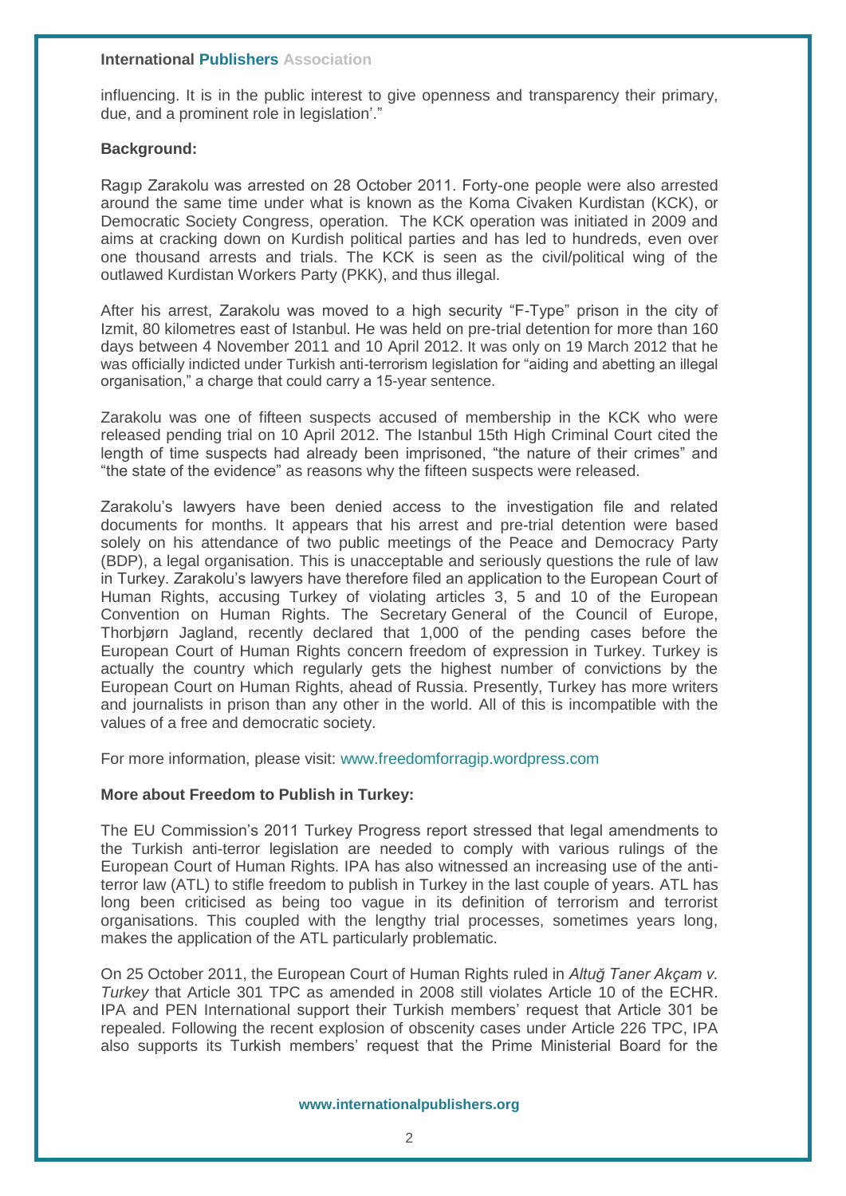influencing. It is in the public interest to give openness and transparency their primary, due, and a prominent role in legislation'."

**Background:**

Ragıp Zarakolu was arrested on 28 October 2011. Forty-one people were also arrested around the same time under what is known as the Koma Civaken Kurdistan (KCK), or Democratic Society Congress, operation. The KCK operation was initiated in 2009 and aims at cracking down on Kurdish political parties and has led to hundreds, even over one thousand arrests and trials. The KCK is seen as the civil/political wing of the outlawed Kurdistan Workers Party (PKK), and thus illegal.

After his arrest, Zarakolu was moved to a high security "F-Type" prison in the city of Izmit, 80 kilometres east of Istanbul. He was held on pre-trial detention for more than 160 days between 4 November 2011 and 10 April 2012. It was only on 19 March 2012 that he was officially indicted under Turkish anti-terrorism legislation for "aiding and abetting an illegal organisation," a charge that could carry a 15-year sentence.

Zarakolu was one of fifteen suspects accused of membership in the KCK who were released pending trial on 10 April 2012. The Istanbul 15th High Criminal Court cited the length of time suspects had already been imprisoned, "the nature of their crimes" and "the state of the evidence" as reasons why the fifteen suspects were released.

Zarakolu's lawyers have been denied access to the investigation file and related documents for months. It appears that his arrest and pre-trial detention were based solely on his attendance of two public meetings of the Peace and Democracy Party (BDP), a legal organisation. This is unacceptable and seriously questions the rule of law in Turkey. Zarakolu's lawyers have therefore filed an application to the European Court of Human Rights, accusing Turkey of violating articles 3, 5 and 10 of the European Convention on Human Rights. The Secretary General of the Council of Europe, Thorbjørn Jagland, recently declared that 1,000 of the pending cases before the European Court of Human Rights concern freedom of expression in Turkey. Turkey is actually the country which regularly gets the highest number of convictions by the European Court on Human Rights, ahead of Russia. Presently, Turkey has more writers and journalists in prison than any other in the world. All of this is incompatible with the values of a free and democratic society.

For more information, please visit: www.freedomforragip.wordpress.com

**More about Freedom to Publish in Turkey:**

The EU Commission's 2011 Turkey Progress report stressed that legal amendments to the Turkish anti-terror legislation are needed to comply with various rulings of the European Court of Human Rights. IPA has also witnessed an increasing use of the anti-terror law (ATL) to stifle freedom to publish in Turkey in the last couple of years. ATL has long been criticised as being too vague in its definition of terrorism and terrorist organisations. This coupled with the lengthy trial processes, sometimes years long, makes the application of the ATL particularly problematic.

On 25 October 2011, the European Court of Human Rights ruled in *Altuğ Taner Akçam v. Turkey* that Article 301 TPC as amended in 2008 still violates Article 10 of the ECHR. IPA and PEN International support their Turkish members' request that Article 301 be repealed. Following the recent explosion of obscenity cases under Article 226 TPC, IPA also supports its Turkish members' request that the Prime Ministerial Board for the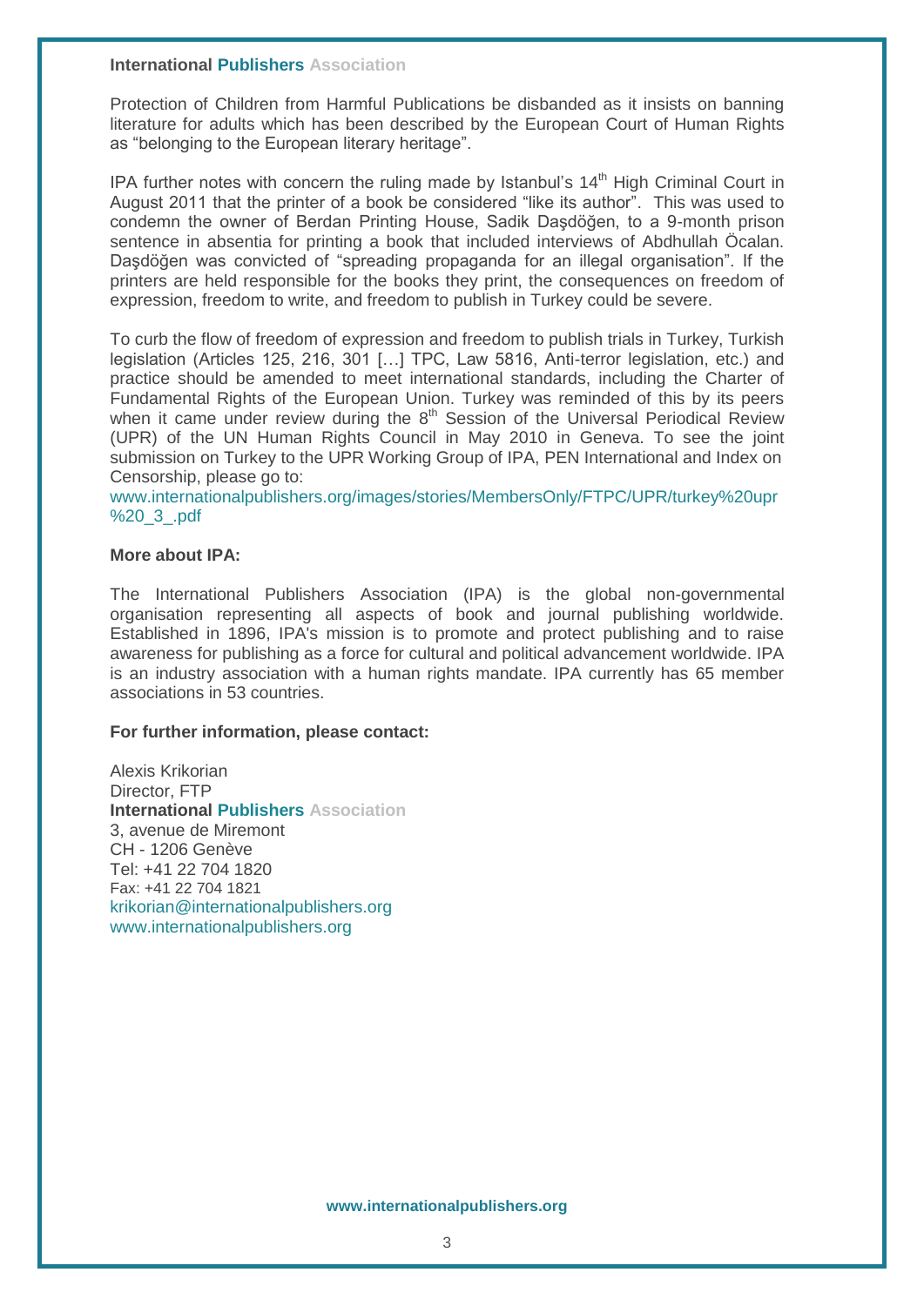Protection of Children from Harmful Publications be disbanded as it insists on banning literature for adults which has been described by the European Court of Human Rights as "belonging to the European literary heritage".

IPA further notes with concern the ruling made by Istanbul's 14th High Criminal Court in August 2011 that the printer of a book be considered "like its author". This was used to condemn the owner of Berdan Printing House, Sadik Daşdöğen, to a 9-month prison sentence in absentia for printing a book that included interviews of Abdhullah Öcalan. Daşdöğen was convicted of "spreading propaganda for an illegal organisation". If the printers are held responsible for the books they print, the consequences on freedom of expression, freedom to write, and freedom to publish in Turkey could be severe.

To curb the flow of freedom of expression and freedom to publish trials in Turkey, Turkish legislation (Articles 125, 216, 301 […] TPC, Law 5816, Anti-terror legislation, etc.) and practice should be amended to meet international standards, including the Charter of Fundamental Rights of the European Union. Turkey was reminded of this by its peers when it came under review during the 8th Session of the Universal Periodical Review (UPR) of the UN Human Rights Council in May 2010 in Geneva. To see the joint submission on Turkey to the UPR Working Group of IPA, PEN International and Index on Censorship, please go to:
www.internationalpublishers.org/images/stories/MembersOnly/FTPC/UPR/turkey%20upr%20_3_.pdf

**More about IPA:**

The International Publishers Association (IPA) is the global non-governmental organisation representing all aspects of book and journal publishing worldwide. Established in 1896, IPA's mission is to promote and protect publishing and to raise awareness for publishing as a force for cultural and political advancement worldwide. IPA is an industry association with a human rights mandate. IPA currently has 65 member associations in 53 countries.

**For further information, please contact:**

Alexis Krikorian
Director, FTP
**International Publishers Association**
3, avenue de Miremont
CH - 1206 Genève
Tel: +41 22 704 1820
Fax: +41 22 704 1821
krikorian@internationalpublishers.org
www.internationalpublishers.org